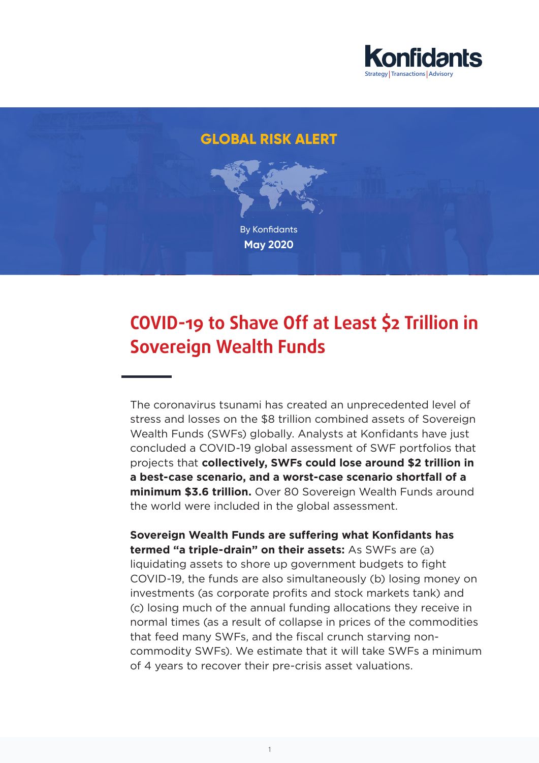Konfidants

Strategy | Transactions | Advisory

**GLOBAL RISK ALERT**

By Konfidants

**May 2020**

# COVID-19 to Shave Off at Least $2 Trillion in Sovereign Wealth Funds

The coronavirus tsunami has created an unprecedented level of stress and losses on the $8 trillion combined assets of Sovereign Wealth Funds (SWFs) globally. Analysts at Konfidants have just concluded a COVID-19 global assessment of SWF portfolios that projects that **collectively, SWFs could lose around $2 trillion in a best-case scenario, and a worst-case scenario shortfall of a minimum $3.6 trillion.** Over 80 Sovereign Wealth Funds around the world were included in the global assessment.

**Sovereign Wealth Funds are suffering what Konfidants has termed "a triple-drain" on their assets:** As SWFs are (a) liquidating assets to shore up government budgets to fight COVID-19, the funds are also simultaneously (b) losing money on investments (as corporate profits and stock markets tank) and (c) losing much of the annual funding allocations they receive in normal times (as a result of collapse in prices of the commodities that feed many SWFs, and the fiscal crunch starving non-commodity SWFs). We estimate that it will take SWFs a minimum of 4 years to recover their pre-crisis asset valuations.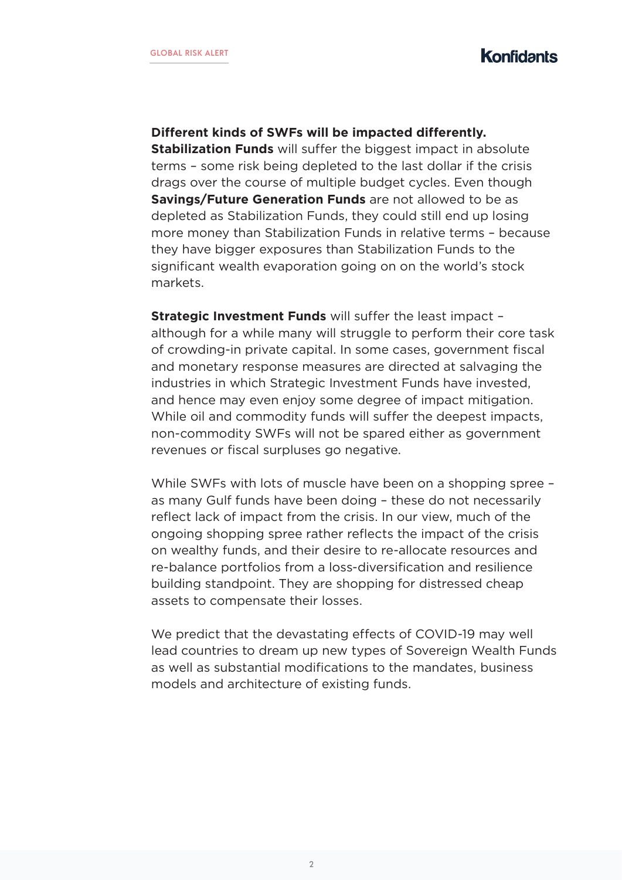**Different kinds of SWFs will be impacted differently.**
**Stabilization Funds** will suffer the biggest impact in absolute terms – some risk being depleted to the last dollar if the crisis drags over the course of multiple budget cycles. Even though **Savings/Future Generation Funds** are not allowed to be as depleted as Stabilization Funds, they could still end up losing more money than Stabilization Funds in relative terms – because they have bigger exposures than Stabilization Funds to the significant wealth evaporation going on on the world's stock markets.

**Strategic Investment Funds** will suffer the least impact – although for a while many will struggle to perform their core task of crowding-in private capital. In some cases, government fiscal and monetary response measures are directed at salvaging the industries in which Strategic Investment Funds have invested, and hence may even enjoy some degree of impact mitigation. While oil and commodity funds will suffer the deepest impacts, non-commodity SWFs will not be spared either as government revenues or fiscal surpluses go negative.

While SWFs with lots of muscle have been on a shopping spree – as many Gulf funds have been doing – these do not necessarily reflect lack of impact from the crisis. In our view, much of the ongoing shopping spree rather reflects the impact of the crisis on wealthy funds, and their desire to re-allocate resources and re-balance portfolios from a loss-diversification and resilience building standpoint. They are shopping for distressed cheap assets to compensate their losses.

We predict that the devastating effects of COVID-19 may well lead countries to dream up new types of Sovereign Wealth Funds as well as substantial modifications to the mandates, business models and architecture of existing funds.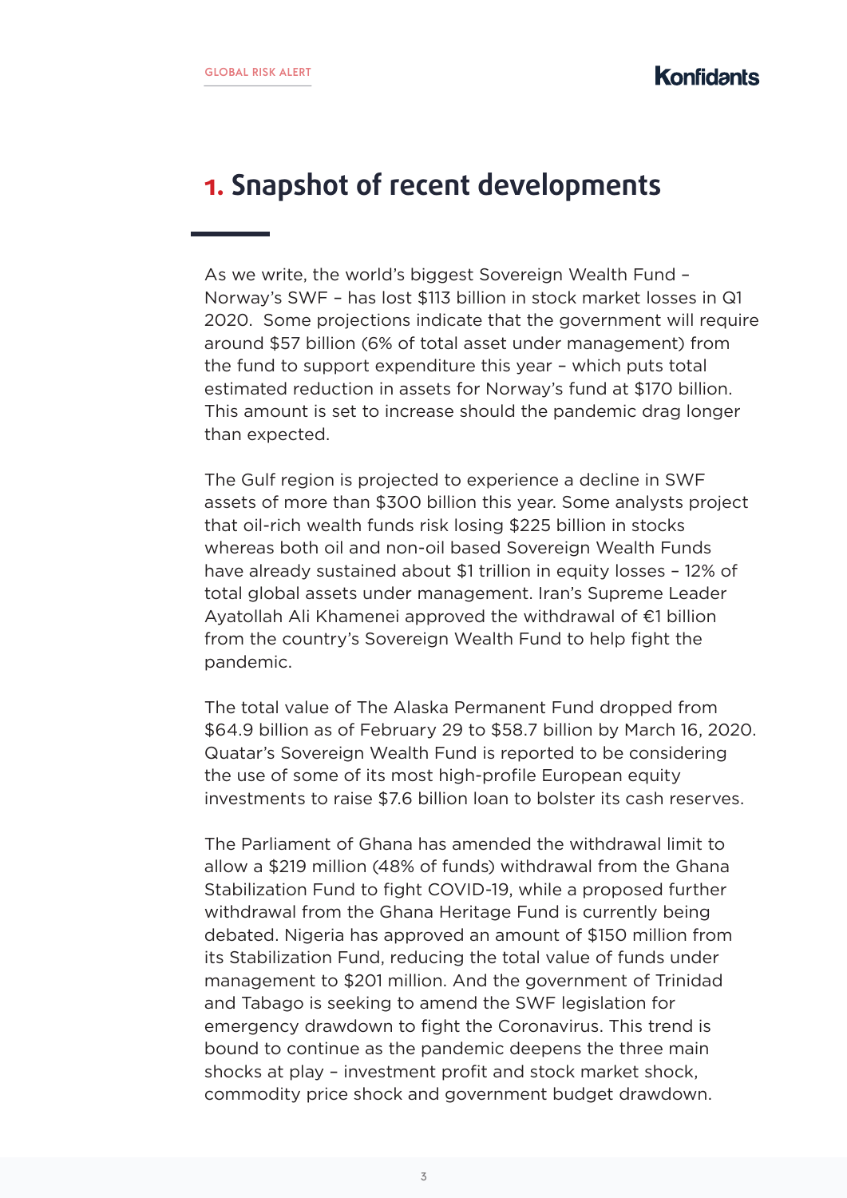# 1. Snapshot of recent developments

As we write, the world's biggest Sovereign Wealth Fund – Norway's SWF – has lost $113 billion in stock market losses in Q1 2020. Some projections indicate that the government will require around $57 billion (6% of total asset under management) from the fund to support expenditure this year – which puts total estimated reduction in assets for Norway's fund at $170 billion. This amount is set to increase should the pandemic drag longer than expected.

The Gulf region is projected to experience a decline in SWF assets of more than $300 billion this year. Some analysts project that oil-rich wealth funds risk losing $225 billion in stocks whereas both oil and non-oil based Sovereign Wealth Funds have already sustained about $1 trillion in equity losses – 12% of total global assets under management. Iran's Supreme Leader Ayatollah Ali Khamenei approved the withdrawal of €1 billion from the country's Sovereign Wealth Fund to help fight the pandemic.

The total value of The Alaska Permanent Fund dropped from $64.9 billion as of February 29 to $58.7 billion by March 16, 2020. Quatar's Sovereign Wealth Fund is reported to be considering the use of some of its most high-profile European equity investments to raise $7.6 billion loan to bolster its cash reserves.

The Parliament of Ghana has amended the withdrawal limit to allow a $219 million (48% of funds) withdrawal from the Ghana Stabilization Fund to fight COVID-19, while a proposed further withdrawal from the Ghana Heritage Fund is currently being debated. Nigeria has approved an amount of $150 million from its Stabilization Fund, reducing the total value of funds under management to $201 million. And the government of Trinidad and Tabago is seeking to amend the SWF legislation for emergency drawdown to fight the Coronavirus. This trend is bound to continue as the pandemic deepens the three main shocks at play – investment profit and stock market shock, commodity price shock and government budget drawdown.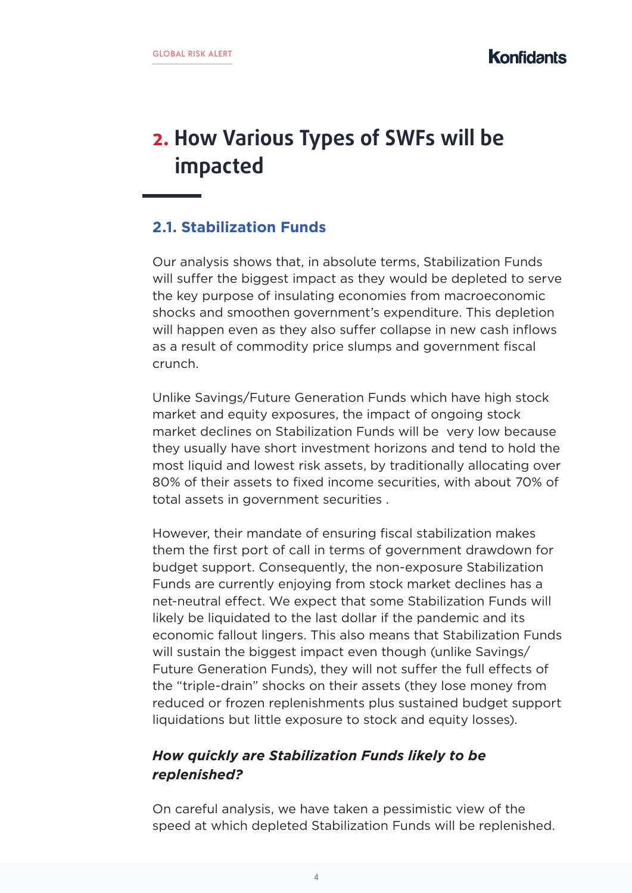## 2. How Various Types of SWFs will be impacted

### 2.1. Stabilization Funds

Our analysis shows that, in absolute terms, Stabilization Funds will suffer the biggest impact as they would be depleted to serve the key purpose of insulating economies from macroeconomic shocks and smoothen government's expenditure. This depletion will happen even as they also suffer collapse in new cash inflows as a result of commodity price slumps and government fiscal crunch.

Unlike Savings/Future Generation Funds which have high stock market and equity exposures, the impact of ongoing stock market declines on Stabilization Funds will be very low because they usually have short investment horizons and tend to hold the most liquid and lowest risk assets, by traditionally allocating over 80% of their assets to fixed income securities, with about 70% of total assets in government securities .

However, their mandate of ensuring fiscal stabilization makes them the first port of call in terms of government drawdown for budget support. Consequently, the non-exposure Stabilization Funds are currently enjoying from stock market declines has a net-neutral effect. We expect that some Stabilization Funds will likely be liquidated to the last dollar if the pandemic and its economic fallout lingers. This also means that Stabilization Funds will sustain the biggest impact even though (unlike Savings/ Future Generation Funds), they will not suffer the full effects of the "triple-drain" shocks on their assets (they lose money from reduced or frozen replenishments plus sustained budget support liquidations but little exposure to stock and equity losses).

#### *How quickly are Stabilization Funds likely to be replenished?*

On careful analysis, we have taken a pessimistic view of the speed at which depleted Stabilization Funds will be replenished.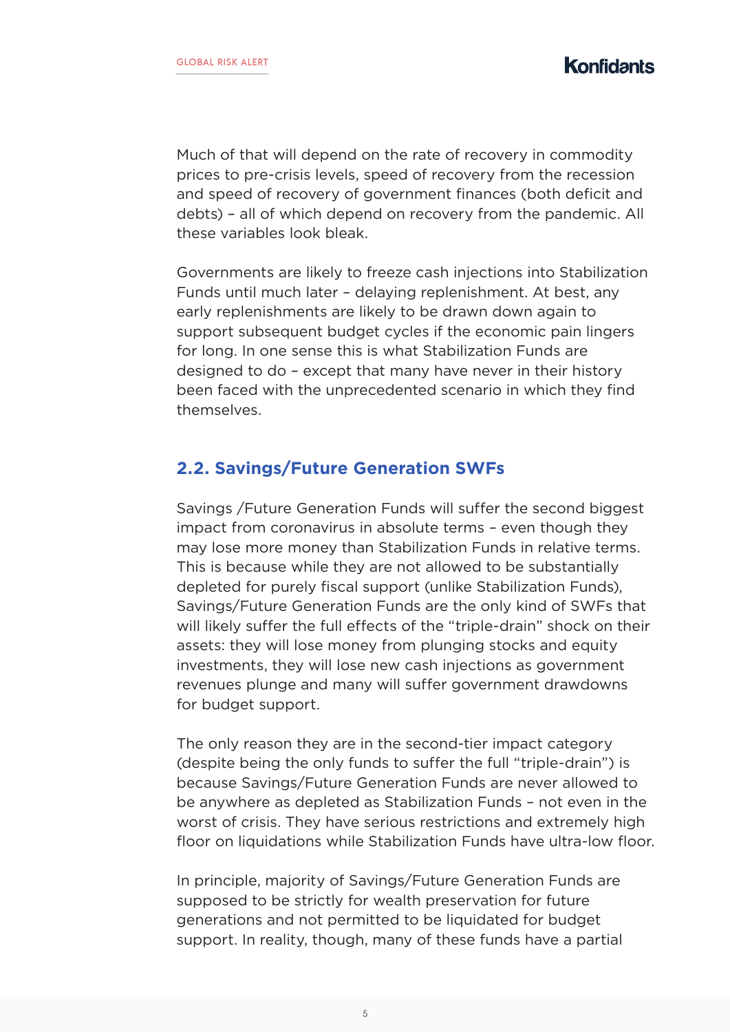Much of that will depend on the rate of recovery in commodity prices to pre-crisis levels, speed of recovery from the recession and speed of recovery of government finances (both deficit and debts) – all of which depend on recovery from the pandemic. All these variables look bleak.

Governments are likely to freeze cash injections into Stabilization Funds until much later – delaying replenishment. At best, any early replenishments are likely to be drawn down again to support subsequent budget cycles if the economic pain lingers for long. In one sense this is what Stabilization Funds are designed to do – except that many have never in their history been faced with the unprecedented scenario in which they find themselves.

## 2.2. Savings/Future Generation SWFs

Savings /Future Generation Funds will suffer the second biggest impact from coronavirus in absolute terms – even though they may lose more money than Stabilization Funds in relative terms. This is because while they are not allowed to be substantially depleted for purely fiscal support (unlike Stabilization Funds), Savings/Future Generation Funds are the only kind of SWFs that will likely suffer the full effects of the "triple-drain" shock on their assets: they will lose money from plunging stocks and equity investments, they will lose new cash injections as government revenues plunge and many will suffer government drawdowns for budget support.

The only reason they are in the second-tier impact category (despite being the only funds to suffer the full "triple-drain") is because Savings/Future Generation Funds are never allowed to be anywhere as depleted as Stabilization Funds – not even in the worst of crisis. They have serious restrictions and extremely high floor on liquidations while Stabilization Funds have ultra-low floor.

In principle, majority of Savings/Future Generation Funds are supposed to be strictly for wealth preservation for future generations and not permitted to be liquidated for budget support. In reality, though, many of these funds have a partial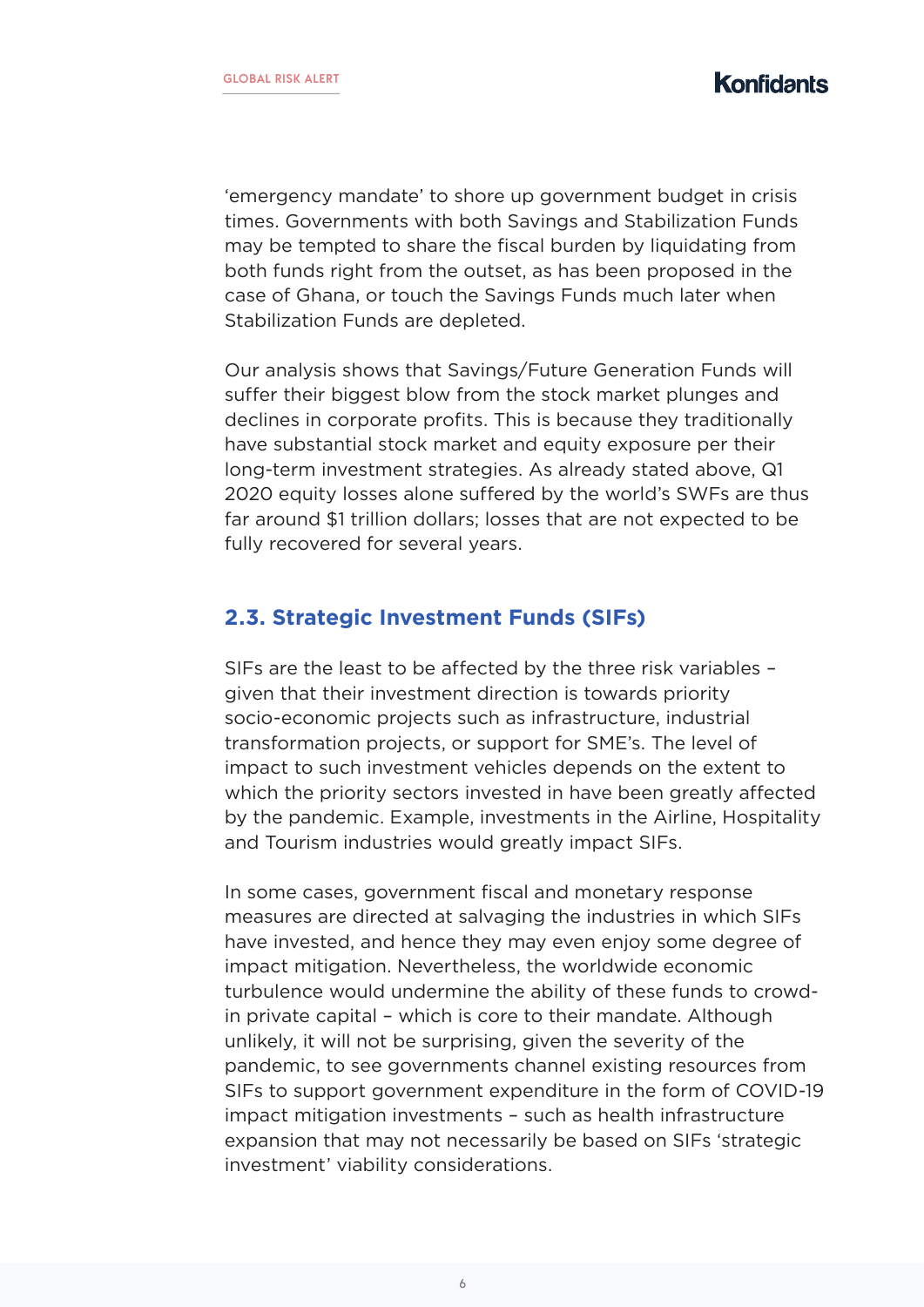'emergency mandate' to shore up government budget in crisis times. Governments with both Savings and Stabilization Funds may be tempted to share the fiscal burden by liquidating from both funds right from the outset, as has been proposed in the case of Ghana, or touch the Savings Funds much later when Stabilization Funds are depleted.

Our analysis shows that Savings/Future Generation Funds will suffer their biggest blow from the stock market plunges and declines in corporate profits. This is because they traditionally have substantial stock market and equity exposure per their long-term investment strategies. As already stated above, Q1 2020 equity losses alone suffered by the world's SWFs are thus far around $1 trillion dollars; losses that are not expected to be fully recovered for several years.

## 2.3. Strategic Investment Funds (SIFs)

SIFs are the least to be affected by the three risk variables – given that their investment direction is towards priority socio-economic projects such as infrastructure, industrial transformation projects, or support for SME's. The level of impact to such investment vehicles depends on the extent to which the priority sectors invested in have been greatly affected by the pandemic. Example, investments in the Airline, Hospitality and Tourism industries would greatly impact SIFs.

In some cases, government fiscal and monetary response measures are directed at salvaging the industries in which SIFs have invested, and hence they may even enjoy some degree of impact mitigation. Nevertheless, the worldwide economic turbulence would undermine the ability of these funds to crowd-in private capital – which is core to their mandate. Although unlikely, it will not be surprising, given the severity of the pandemic, to see governments channel existing resources from SIFs to support government expenditure in the form of COVID-19 impact mitigation investments – such as health infrastructure expansion that may not necessarily be based on SIFs 'strategic investment' viability considerations.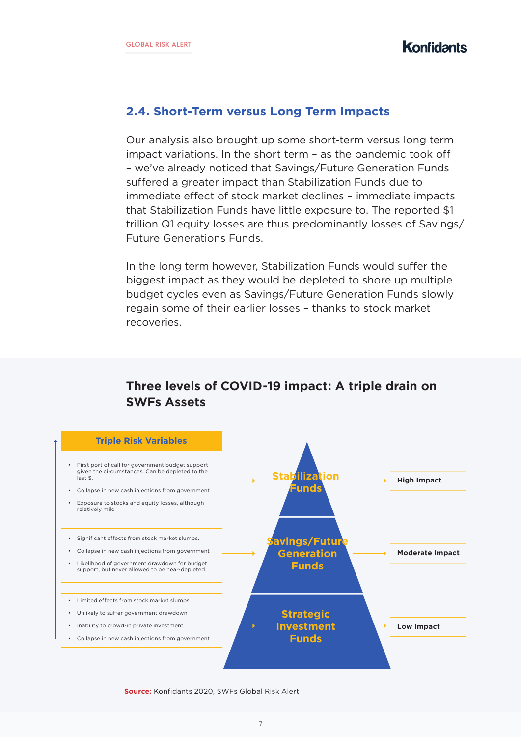## 2.4. Short-Term versus Long Term Impacts

Our analysis also brought up some short-term versus long term impact variations. In the short term – as the pandemic took off – we've already noticed that Savings/Future Generation Funds suffered a greater impact than Stabilization Funds due to immediate effect of stock market declines – immediate impacts that Stabilization Funds have little exposure to. The reported $1 trillion Q1 equity losses are thus predominantly losses of Savings/ Future Generations Funds.

In the long term however, Stabilization Funds would suffer the biggest impact as they would be depleted to shore up multiple budget cycles even as Savings/Future Generation Funds slowly regain some of their earlier losses – thanks to stock market recoveries.

### Three levels of COVID-19 impact: A triple drain on SWFs Assets

Triple Risk Variables

- First port of call for government budget support given the circumstances. Can be depleted to the last $.
- Collapse in new cash injections from government
- Exposure to stocks and equity losses, although relatively mild

Stabilization Funds

High Impact

- Significant effects from stock market slumps.
- Collapse in new cash injections from government
- Likelihood of government drawdown for budget support, but never allowed to be near-depleted.

Savings/Future Generation Funds

Moderate Impact

- Limited effects from stock market slumps
- Unlikely to suffer government drawdown
- Inability to crowd-in private investment
- Collapse in new cash injections from government

Strategic Investment Funds

Low Impact

**Source:** Konfidants 2020, SWFs Global Risk Alert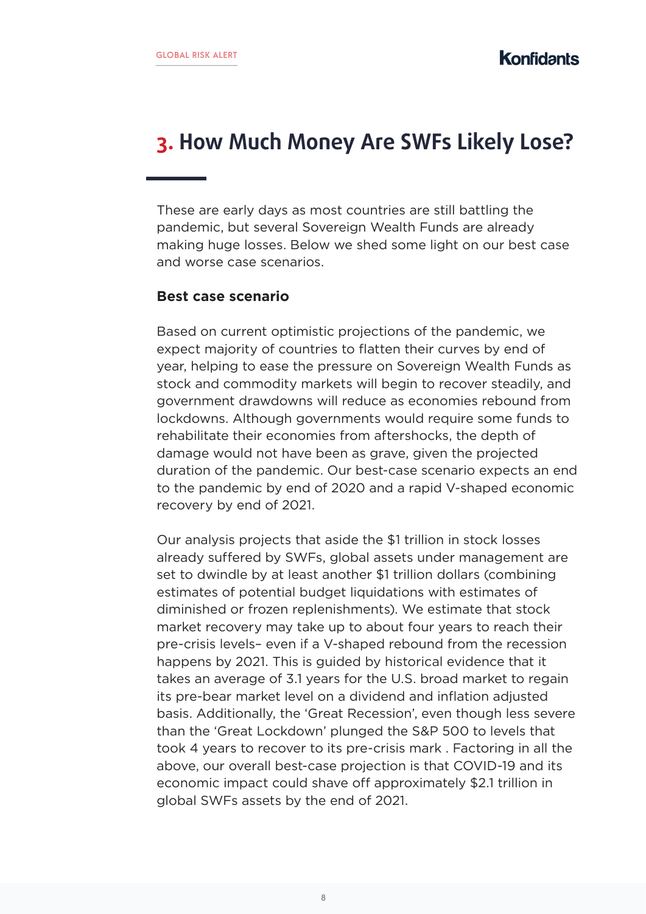## 3. How Much Money Are SWFs Likely Lose?

These are early days as most countries are still battling the pandemic, but several Sovereign Wealth Funds are already making huge losses. Below we shed some light on our best case and worse case scenarios.

**Best case scenario**

Based on current optimistic projections of the pandemic, we expect majority of countries to flatten their curves by end of year, helping to ease the pressure on Sovereign Wealth Funds as stock and commodity markets will begin to recover steadily, and government drawdowns will reduce as economies rebound from lockdowns. Although governments would require some funds to rehabilitate their economies from aftershocks, the depth of damage would not have been as grave, given the projected duration of the pandemic. Our best-case scenario expects an end to the pandemic by end of 2020 and a rapid V-shaped economic recovery by end of 2021.

Our analysis projects that aside the $1 trillion in stock losses already suffered by SWFs, global assets under management are set to dwindle by at least another $1 trillion dollars (combining estimates of potential budget liquidations with estimates of diminished or frozen replenishments). We estimate that stock market recovery may take up to about four years to reach their pre-crisis levels– even if a V-shaped rebound from the recession happens by 2021. This is guided by historical evidence that it takes an average of 3.1 years for the U.S. broad market to regain its pre-bear market level on a dividend and inflation adjusted basis. Additionally, the 'Great Recession', even though less severe than the 'Great Lockdown' plunged the S&P 500 to levels that took 4 years to recover to its pre-crisis mark . Factoring in all the above, our overall best-case projection is that COVID-19 and its economic impact could shave off approximately $2.1 trillion in global SWFs assets by the end of 2021.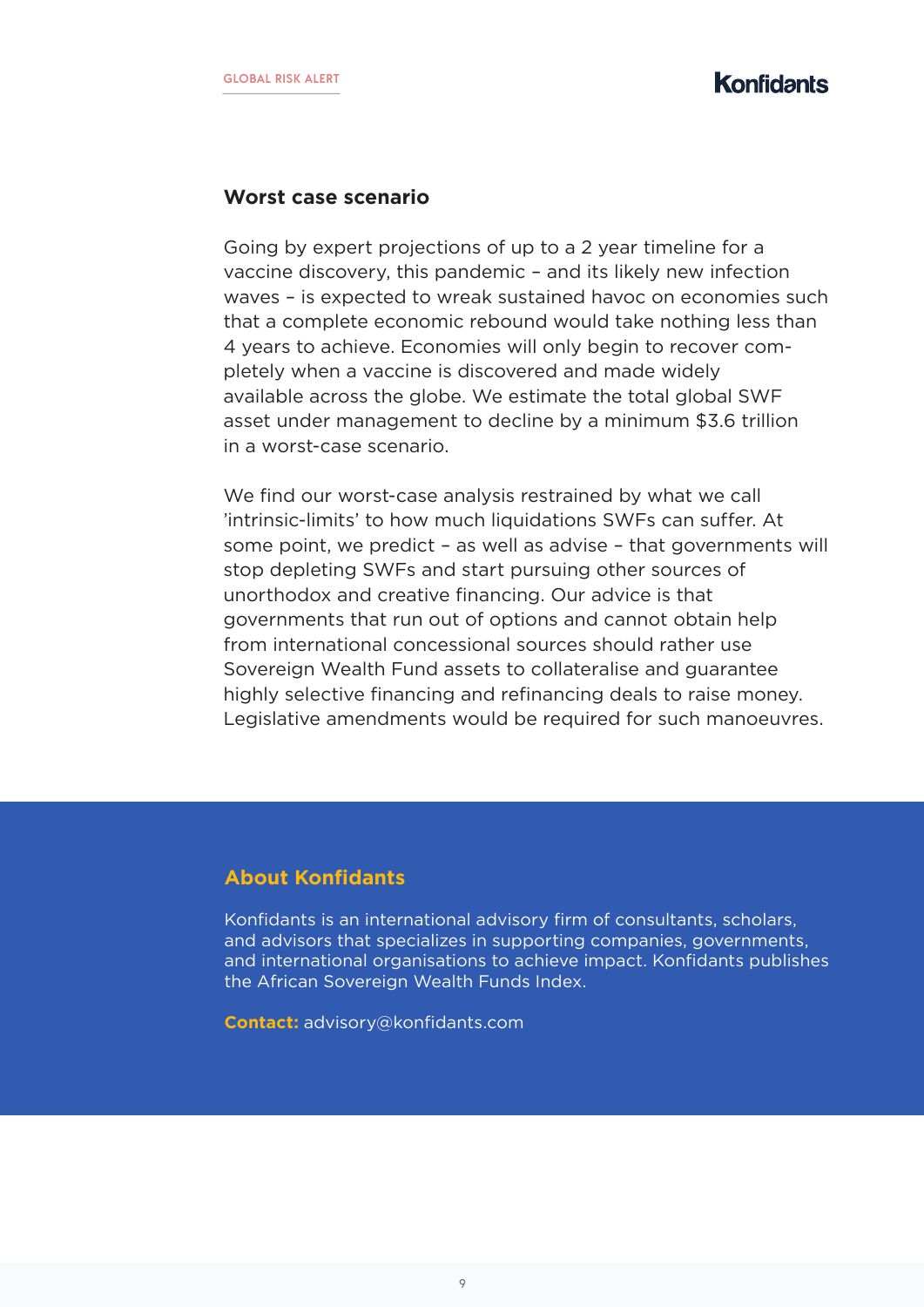## Worst case scenario

Going by expert projections of up to a 2 year timeline for a vaccine discovery, this pandemic – and its likely new infection waves – is expected to wreak sustained havoc on economies such that a complete economic rebound would take nothing less than 4 years to achieve. Economies will only begin to recover completely when a vaccine is discovered and made widely available across the globe. We estimate the total global SWF asset under management to decline by a minimum $3.6 trillion in a worst-case scenario.

We find our worst-case analysis restrained by what we call 'intrinsic-limits' to how much liquidations SWFs can suffer. At some point, we predict – as well as advise – that governments will stop depleting SWFs and start pursuing other sources of unorthodox and creative financing. Our advice is that governments that run out of options and cannot obtain help from international concessional sources should rather use Sovereign Wealth Fund assets to collateralise and guarantee highly selective financing and refinancing deals to raise money. Legislative amendments would be required for such manoeuvres.

## About Konfidants

Konfidants is an international advisory firm of consultants, scholars, and advisors that specializes in supporting companies, governments, and international organisations to achieve impact. Konfidants publishes the African Sovereign Wealth Funds Index.

**Contact:** advisory@konfidants.com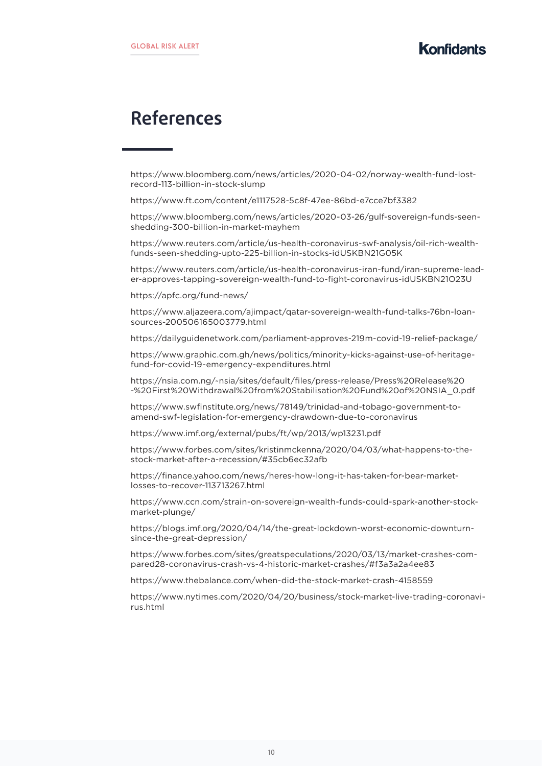# References

https://www.bloomberg.com/news/articles/2020-04-02/norway-wealth-fund-lost-record-113-billion-in-stock-slump

https://www.ft.com/content/e1117528-5c8f-47ee-86bd-e7cce7bf3382

https://www.bloomberg.com/news/articles/2020-03-26/gulf-sovereign-funds-seen-shedding-300-billion-in-market-mayhem

https://www.reuters.com/article/us-health-coronavirus-swf-analysis/oil-rich-wealth-funds-seen-shedding-upto-225-billion-in-stocks-idUSKBN21G05K

https://www.reuters.com/article/us-health-coronavirus-iran-fund/iran-supreme-leader-approves-tapping-sovereign-wealth-fund-to-fight-coronavirus-idUSKBN21O23U

https://apfc.org/fund-news/

https://www.aljazeera.com/ajimpact/qatar-sovereign-wealth-fund-talks-76bn-loan-sources-200506165003779.html

https://dailyguidenetwork.com/parliament-approves-219m-covid-19-relief-package/

https://www.graphic.com.gh/news/politics/minority-kicks-against-use-of-heritage-fund-for-covid-19-emergency-expenditures.html

https://nsia.com.ng/~nsia/sites/default/files/press-release/Press%20Release%20-%20First%20Withdrawal%20from%20Stabilisation%20Fund%20of%20NSIA_0.pdf

https://www.swfinstitute.org/news/78149/trinidad-and-tobago-government-to-amend-swf-legislation-for-emergency-drawdown-due-to-coronavirus

https://www.imf.org/external/pubs/ft/wp/2013/wp13231.pdf

https://www.forbes.com/sites/kristinmckenna/2020/04/03/what-happens-to-the-stock-market-after-a-recession/#35cb6ec32afb

https://finance.yahoo.com/news/heres-how-long-it-has-taken-for-bear-market-losses-to-recover-113713267.html

https://www.ccn.com/strain-on-sovereign-wealth-funds-could-spark-another-stock-market-plunge/

https://blogs.imf.org/2020/04/14/the-great-lockdown-worst-economic-downturn-since-the-great-depression/

https://www.forbes.com/sites/greatspeculations/2020/03/13/market-crashes-compared28-coronavirus-crash-vs-4-historic-market-crashes/#f3a3a2a4ee83

https://www.thebalance.com/when-did-the-stock-market-crash-4158559

https://www.nytimes.com/2020/04/20/business/stock-market-live-trading-coronavirus.html